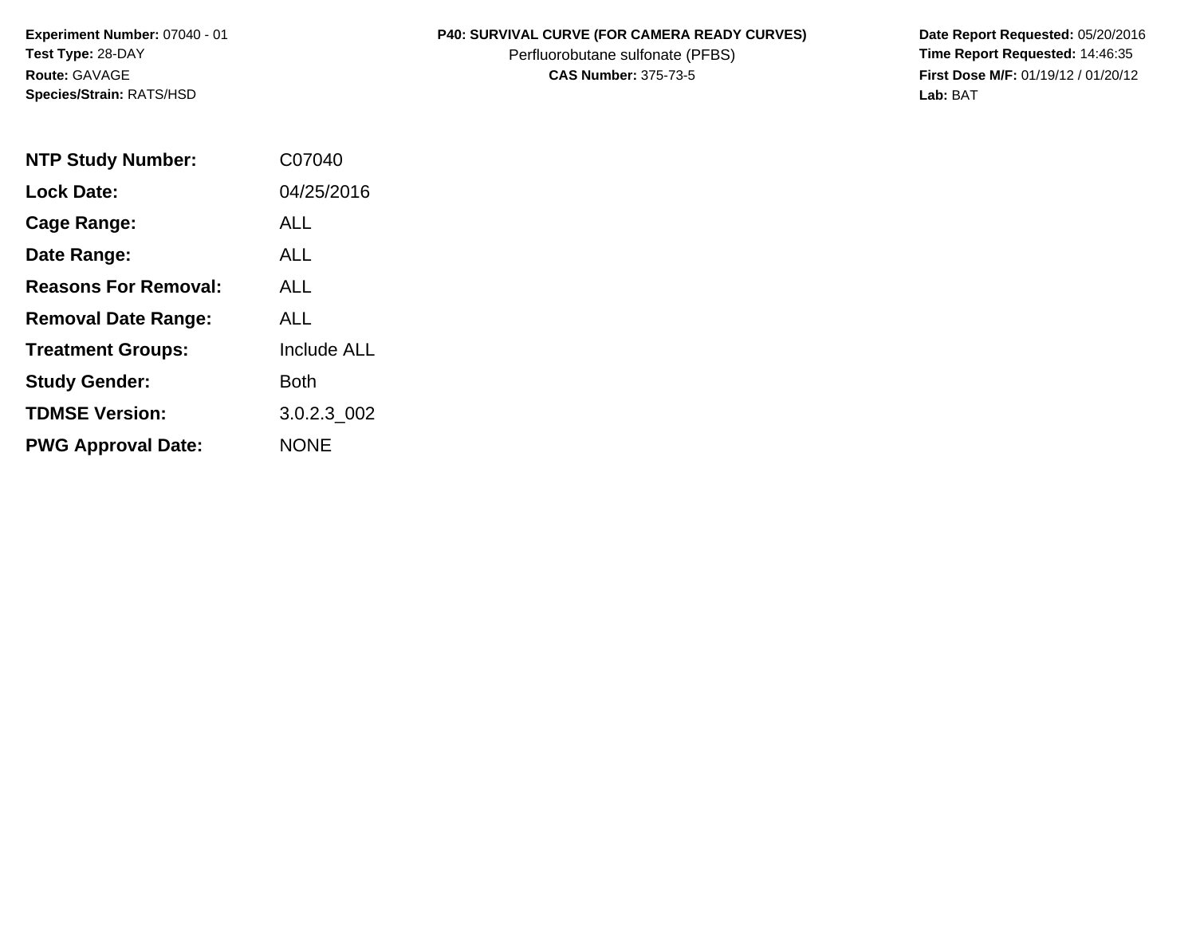**Experiment Number:** 07040 - 01
**Test Type:** 28-DAY
**Route:** GAVAGE
**Species/Strain:** RATS/HSD

**P40: SURVIVAL CURVE (FOR CAMERA READY CURVES)**
Perfluorobutane sulfonate (PFBS)
**CAS Number:** 375-73-5

**Date Report Requested:** 05/20/2016
**Time Report Requested:** 14:46:35
**First Dose M/F:** 01/19/12 / 01/20/12
**Lab:** BAT

| | |
|---|---|
| **NTP Study Number:** | C07040 |
| **Lock Date:** | 04/25/2016 |
| **Cage Range:** | ALL |
| **Date Range:** | ALL |
| **Reasons For Removal:** | ALL |
| **Removal Date Range:** | ALL |
| **Treatment Groups:** | Include ALL |
| **Study Gender:** | Both |
| **TDMSE Version:** | 3.0.2.3_002 |
| **PWG Approval Date:** | NONE |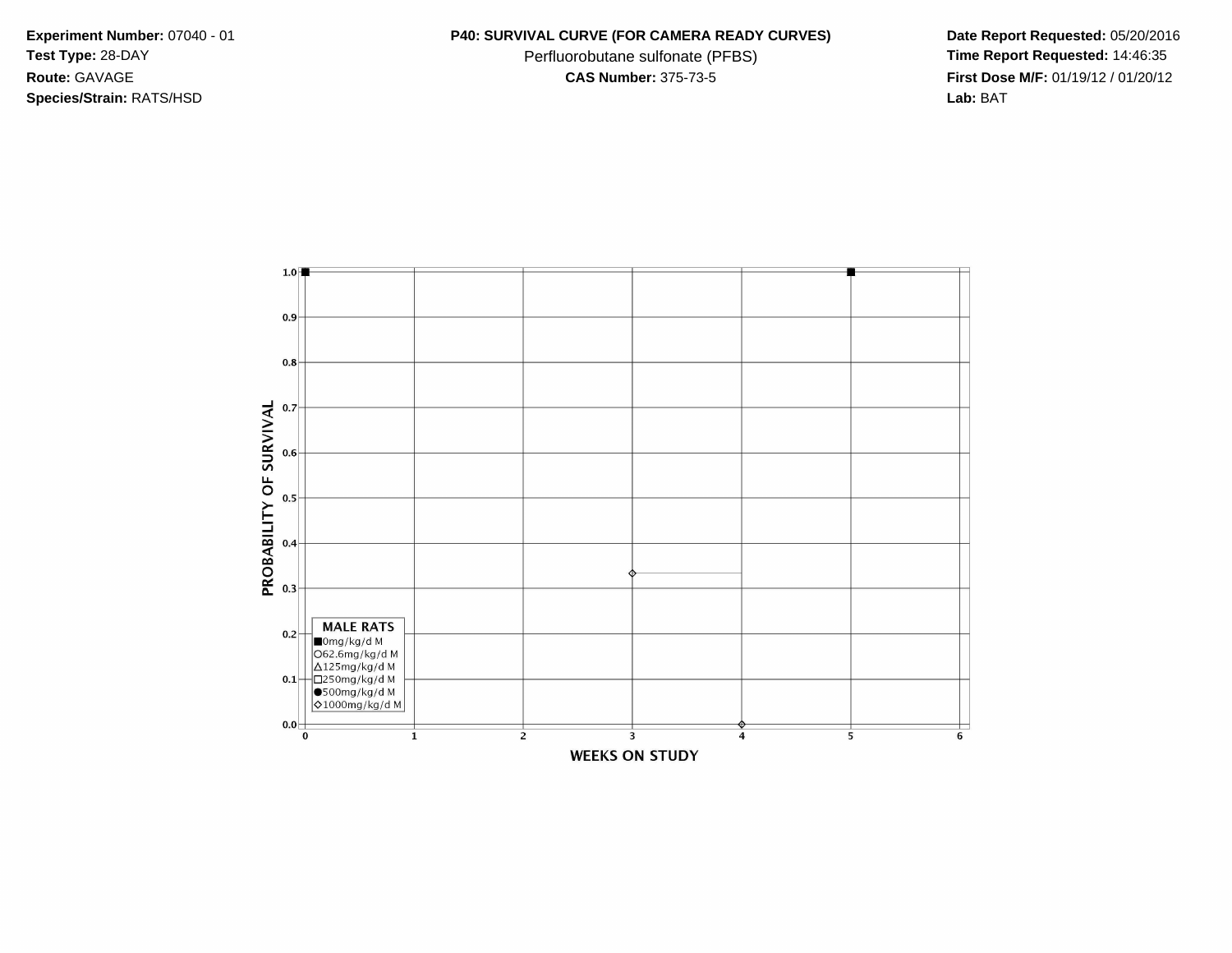**Experiment Number:** 07040 - 01
**Test Type:** 28-DAY
**Route:** GAVAGE
**Species/Strain:** RATS/HSD

**P40: SURVIVAL CURVE (FOR CAMERA READY CURVES)**
Perfluorobutane sulfonate (PFBS)
**CAS Number:** 375-73-5

**Date Report Requested:** 05/20/2016
**Time Report Requested:** 14:46:35
**First Dose M/F:** 01/19/12 / 01/20/12
**Lab:** BAT

PROBABILITY OF SURVIVAL

1.0
0.9
0.8
0.7
0.6
0.5
0.4
0.3
0.2
0.1
0.0

**MALE RATS**
■0mg/kg/d M
○62.6mg/kg/d M
△125mg/kg/d M
□250mg/kg/d M
●500mg/kg/d M
◇1000mg/kg/d M

0 1 2 3 4 5 6

WEEKS ON STUDY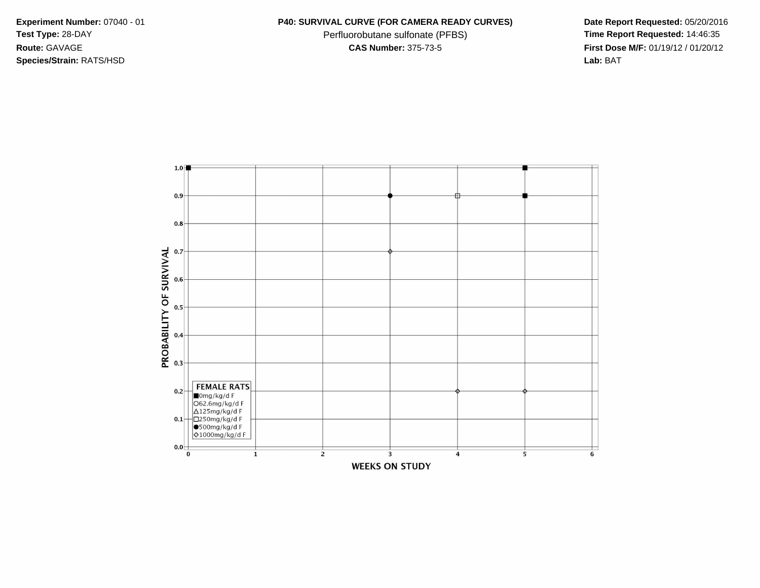**Experiment Number:** 07040 - 01
**Test Type:** 28-DAY
**Route:** GAVAGE
**Species/Strain:** RATS/HSD

**P40: SURVIVAL CURVE (FOR CAMERA READY CURVES)**
Perfluorobutane sulfonate (PFBS)
**CAS Number:** 375-73-5

**Date Report Requested:** 05/20/2016
**Time Report Requested:** 14:46:35
**First Dose M/F:** 01/19/12 / 01/20/12
**Lab:** BAT

PROBABILITY OF SURVIVAL

1.0
0.9
0.8
0.7
0.6
0.5
0.4
0.3
0.2
0.1
0.0

0 1 2 3 4 5 6

WEEKS ON STUDY

FEMALE RATS
■0mg/kg/d F
○62.6mg/kg/d F
△125mg/kg/d F
□250mg/kg/d F
●500mg/kg/d F
◇1000mg/kg/d F